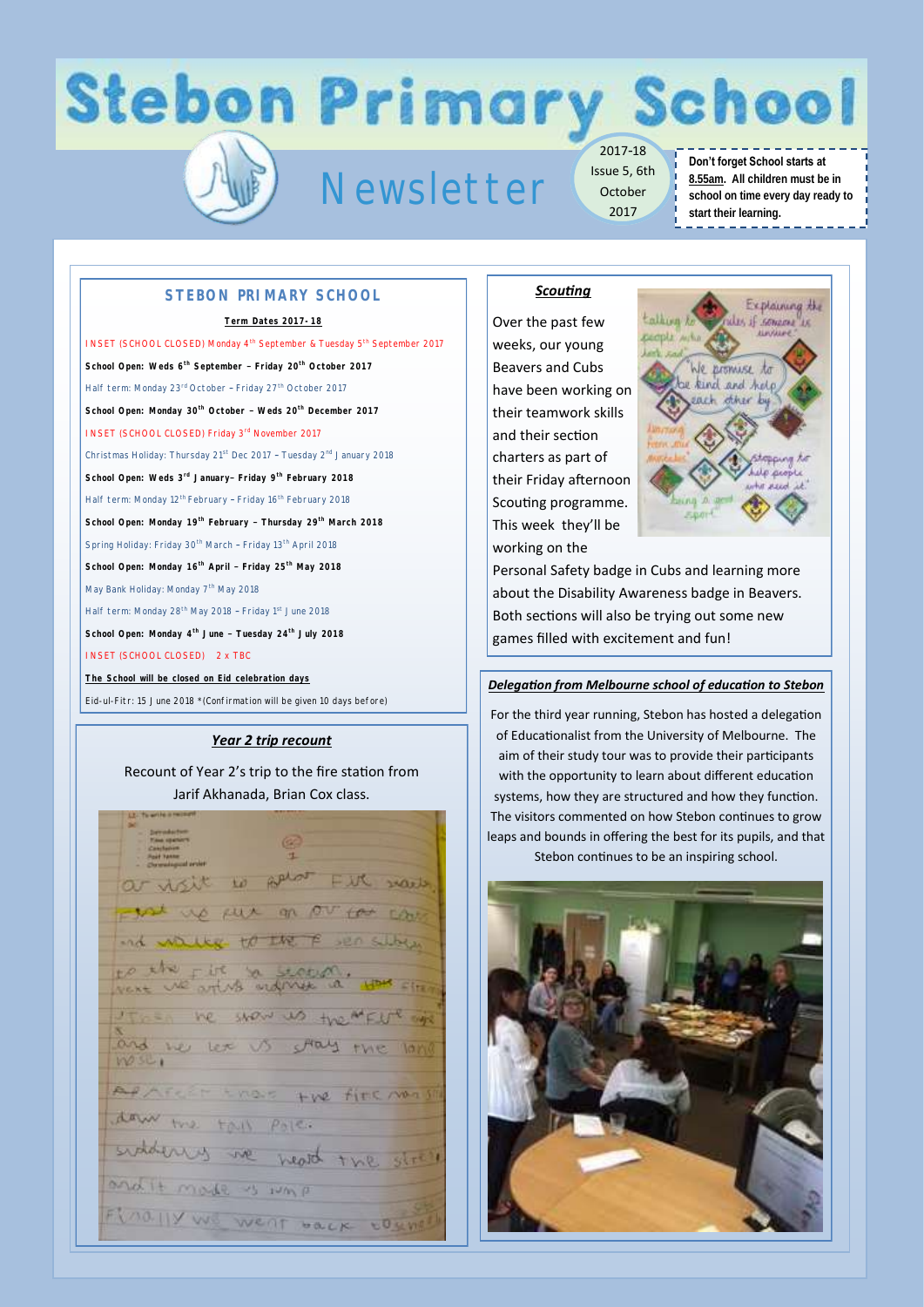# Stebon Primary School

## Newsletter

2017-18 Issue 5, 6th October 2017

**Don't forget School starts at 8.55am. All children must be in school on time every day ready to start their learning.**

## STEBON PRIMARY SCHOOL

**Term Dates 2017-18**

INSET (SCHOOL CLOSED) Monday 4th September & Tuesday 5th September 2017

**School Open: Weds 6th September – Friday 20th October 2017**

Half term: Monday 23rd October – Friday 27th October 2017

**School Open: Monday 30th October – Weds 20th December 2017**

INSET (SCHOOL CLOSED) Friday 3rd November 2017

Christmas Holiday: Thursday 21st Dec 2017 – Tuesday 2nd January 2018

**School Open: Weds 3rd January– Friday 9th February 2018**

Half term: Monday 12th February – Friday 16th February 2018

**School Open: Monday 19th February – Thursday 29th March 2018**

Spring Holiday: Friday 30th March – Friday 13th April 2018

**School Open: Monday 16th April – Friday 25th May 2018**

May Bank Holiday: Monday 7th May 2018

Half term: Monday 28th May 2018 – Friday 1st June 2018

**School Open: Monday 4th June – Tuesday 24th July 2018**

INSET (SCHOOL CLOSED) 2 x TBC

**The School will be closed on Eid celebration days**

Eid-ul-Fitr: 15 June 2018 *(Confirmation will be given 10 days before)

## *Year 2 trip recount*

Recount of Year 2's trip to the fire station from Jarif Akhanada, Brian Cox class.

## *Scouting*

Over the past few weeks, our young Beavers and Cubs have been working on their teamwork skills and their section charters as part of their Friday afternoon Scouting programme. This week they'll be working on the Personal Safety badge in Cubs and learning more about the Disability Awareness badge in Beavers. Both sections will also be trying out some new games filled with excitement and fun!

## *Delegation from Melbourne school of education to Stebon*

For the third year running, Stebon has hosted a delegation of Educationalist from the University of Melbourne. The aim of their study tour was to provide their participants with the opportunity to learn about different education systems, how they are structured and how they function. The visitors commented on how Stebon continues to grow leaps and bounds in offering the best for its pupils, and that Stebon continues to be an inspiring school.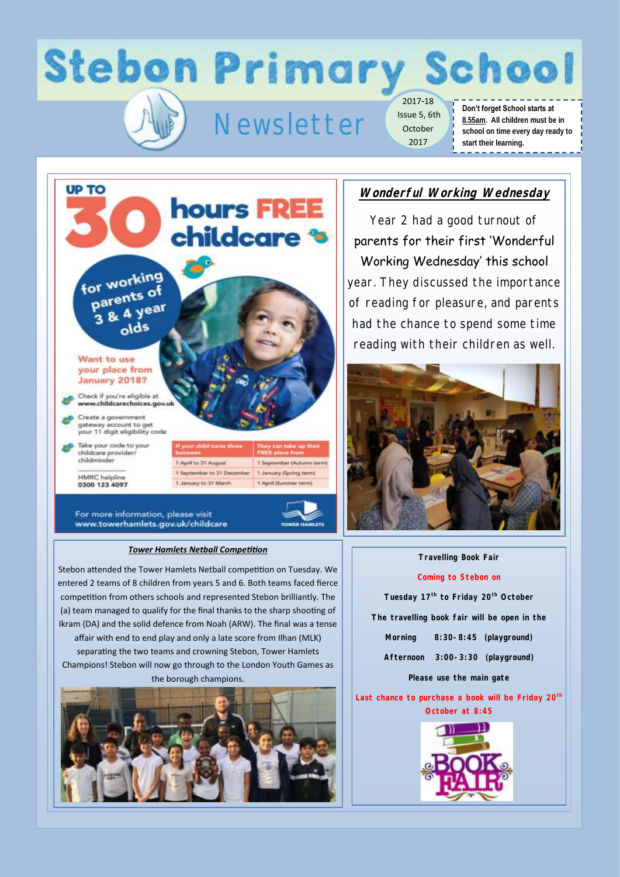# Stebon Primary School

## Newsletter

2017-18 Issue 5, 6th October 2017

**Don't forget School starts at <u>8.55am</u>. All children must be in school on time every day ready to start their learning.**

UP TO 30 hours FREE childcare

for working parents of 3 & 4 year olds

Want to use your place from January 2018?

- Check if you're eligible at www.childcarechoices.gov.uk
- Create a government gateway account to get your 11 digit eligibility code
- Take your code to your childcare provider/ childminder

HMRC helpline 0300 123 4097

| If your child turns three between | They can take up their FREE place from |
| --- | --- |
| 1 April to 31 August | 1 September (Autumn term) |
| 1 September to 31 December | 1 January (Spring term) |
| 1 January to 31 March | 1 April (Summer term) |

For more information, please visit www.towerhamlets.gov.uk/childcare

TOWER HAMLETS

## Wonderful Working Wednesday

Year 2 had a good turnout of parents for their first 'Wonderful Working Wednesday' this school year. They discussed the importance of reading for pleasure, and parents had the chance to spend some time reading with their children as well.

### *Tower Hamlets Netball Competition*

Stebon attended the Tower Hamlets Netball competition on Tuesday. We entered 2 teams of 8 children from years 5 and 6. Both teams faced fierce competition from others schools and represented Stebon brilliantly. The (a) team managed to qualify for the final thanks to the sharp shooting of Ikram (DA) and the solid defence from Noah (ARW). The final was a tense affair with end to end play and only a late score from Ilhan (MLK) separating the two teams and crowning Stebon, Tower Hamlets Champions! Stebon will now go through to the London Youth Games as the borough champions.

**Travelling Book Fair**

**Coming to Stebon on**

**Tuesday 17th to Friday 20th October**

**The travelling book fair will be open in the**

**Morning 8:30-8:45 (playground)**

**Afternoon 3:00-3:30 (playground)**

**Please use the main gate**

**Last chance to purchase a book will be Friday 20th October at 8:45**

BOOK FAIR